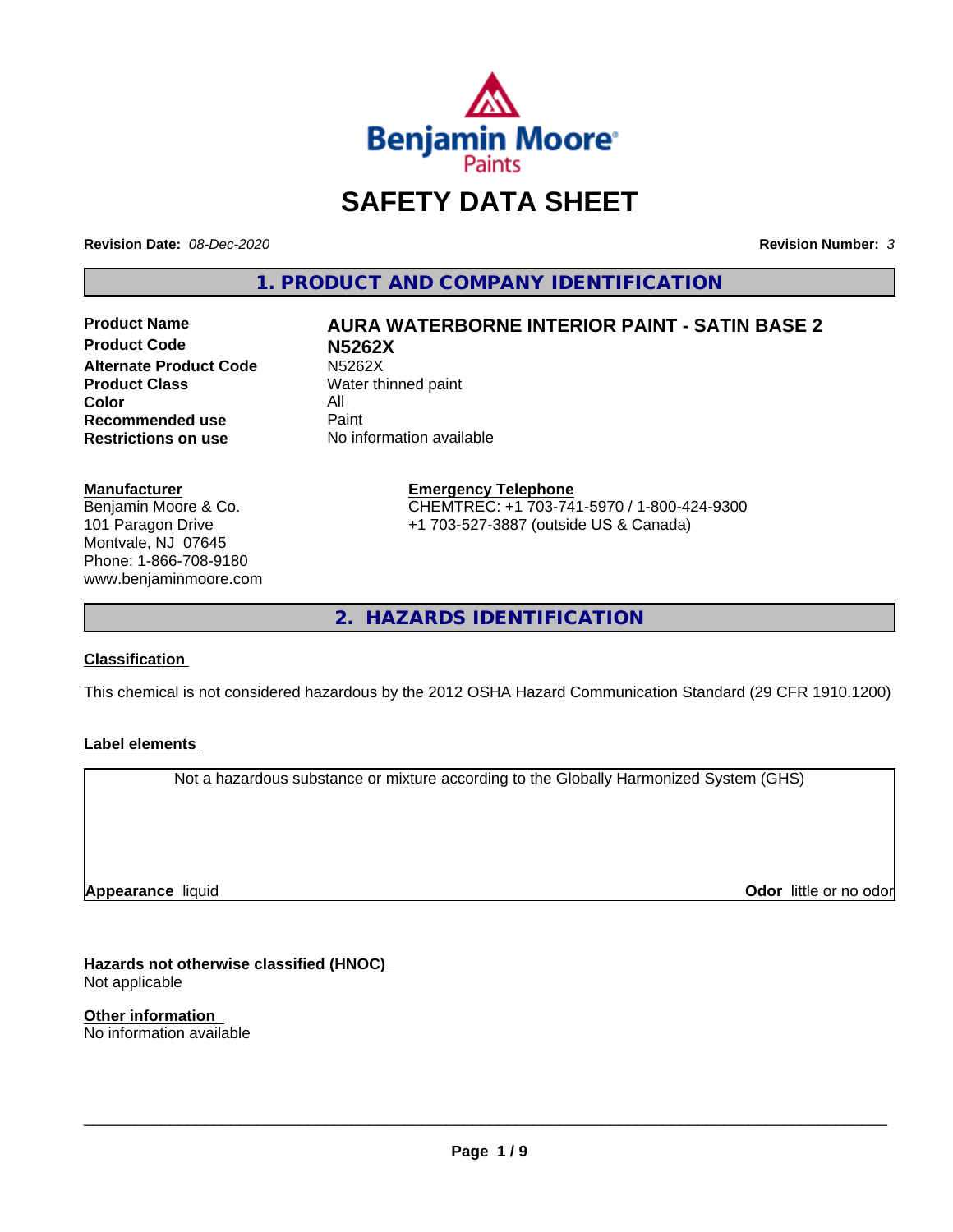# SAFETY DATA SHEET

**Revision Date:** *08-Dec-2020* **Revision Number:** *3*

## 1. PRODUCT AND COMPANY IDENTIFICATION

| | |
|---|---|
| **Product Name** | **AURA WATERBORNE INTERIOR PAINT - SATIN BASE 2** |
| **Product Code** | **N5262X** |
| **Alternate Product Code** | N5262X |
| **Product Class** | Water thinned paint |
| **Color** | All |
| **Recommended use** | Paint |
| **Restrictions on use** | No information available |

**Manufacturer**
Benjamin Moore & Co.
101 Paragon Drive
Montvale, NJ 07645
Phone: 1-866-708-9180
www.benjaminmoore.com

**Emergency Telephone**
CHEMTREC: +1 703-741-5970 / 1-800-424-9300
+1 703-527-3887 (outside US & Canada)

## 2. HAZARDS IDENTIFICATION

**Classification**

This chemical is not considered hazardous by the 2012 OSHA Hazard Communication Standard (29 CFR 1910.1200)

**Label elements**

Not a hazardous substance or mixture according to the Globally Harmonized System (GHS)

**Appearance** liquid

**Odor** little or no odor

**Hazards not otherwise classified (HNOC)**
Not applicable

**Other information**
No information available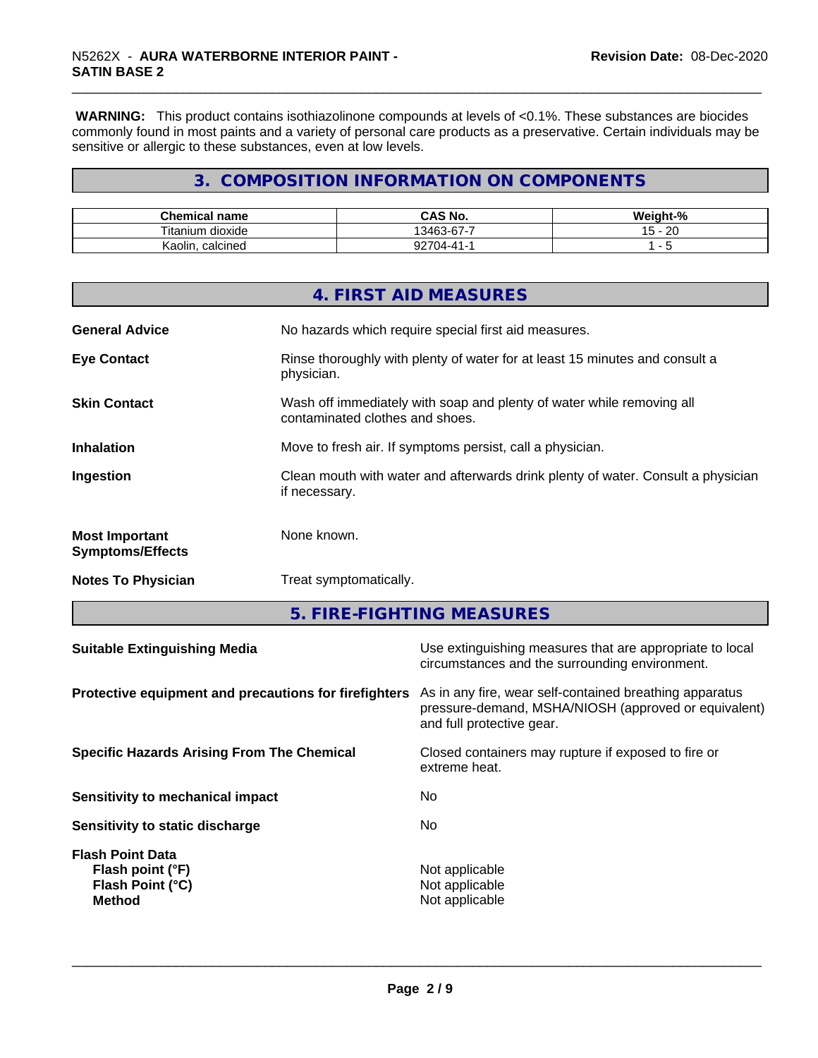**WARNING:** This product contains isothiazolinone compounds at levels of <0.1%. These substances are biocides commonly found in most paints and a variety of personal care products as a preservative. Certain individuals may be sensitive or allergic to these substances, even at low levels.

## 3. COMPOSITION INFORMATION ON COMPONENTS

| Chemical name | CAS No. | Weight-% |
|---|---|---|
| Titanium dioxide | 13463-67-7 | 15 - 20 |
| Kaolin, calcined | 92704-41-1 | 1 - 5 |

## 4. FIRST AID MEASURES

**General Advice** No hazards which require special first aid measures.

**Eye Contact** Rinse thoroughly with plenty of water for at least 15 minutes and consult a physician.

**Skin Contact** Wash off immediately with soap and plenty of water while removing all contaminated clothes and shoes.

**Inhalation** Move to fresh air. If symptoms persist, call a physician.

**Ingestion** Clean mouth with water and afterwards drink plenty of water. Consult a physician if necessary.

**Most Important Symptoms/Effects** None known.

**Notes To Physician** Treat symptomatically.

## 5. FIRE-FIGHTING MEASURES

**Suitable Extinguishing Media** Use extinguishing measures that are appropriate to local circumstances and the surrounding environment.

**Protective equipment and precautions for firefighters** As in any fire, wear self-contained breathing apparatus pressure-demand, MSHA/NIOSH (approved or equivalent) and full protective gear.

**Specific Hazards Arising From The Chemical** Closed containers may rupture if exposed to fire or extreme heat.

**Sensitivity to mechanical impact** No

**Sensitivity to static discharge** No

**Flash Point Data**
**Flash point (°F)** Not applicable
**Flash Point (°C)** Not applicable
**Method** Not applicable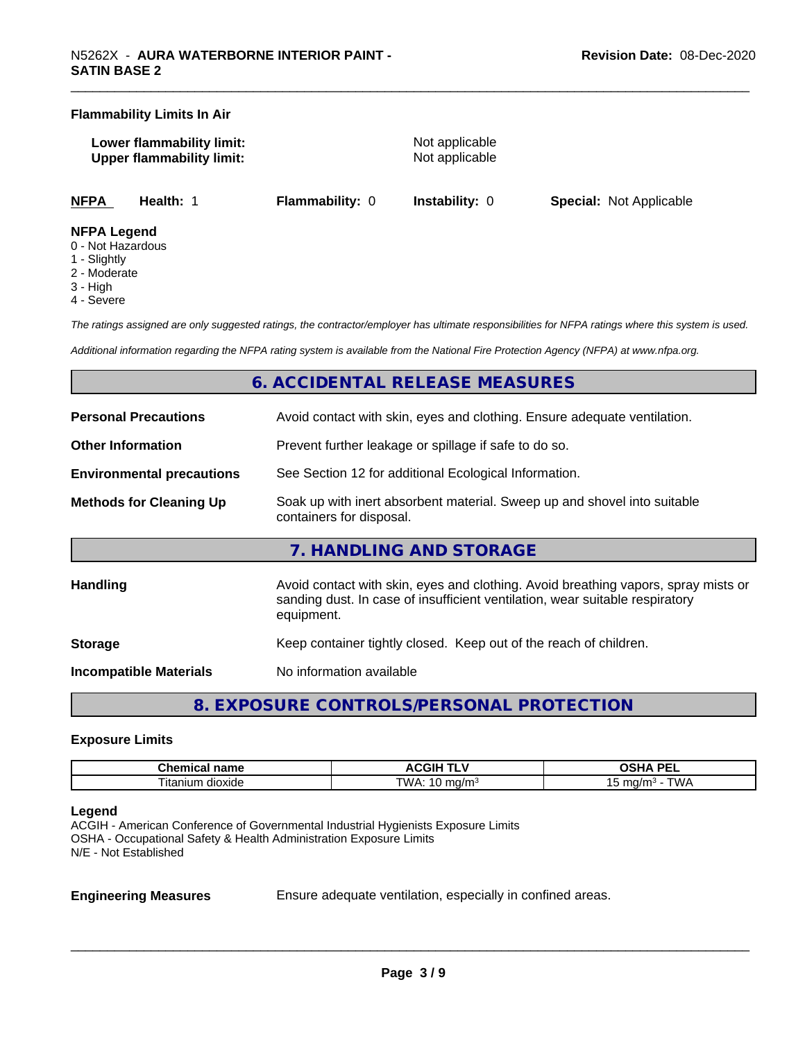**Flammability Limits In Air**

**Lower flammability limit:** Not applicable
**Upper flammability limit:** Not applicable

| NFPA | Health: 1 | Flammability: 0 | Instability: 0 | Special: Not Applicable |
|---|---|---|---|---|

**NFPA Legend**
0 - Not Hazardous
1 - Slightly
2 - Moderate
3 - High
4 - Severe

*The ratings assigned are only suggested ratings, the contractor/employer has ultimate responsibilities for NFPA ratings where this system is used.*

*Additional information regarding the NFPA rating system is available from the National Fire Protection Agency (NFPA) at www.nfpa.org.*

## 6. ACCIDENTAL RELEASE MEASURES

**Personal Precautions** Avoid contact with skin, eyes and clothing. Ensure adequate ventilation.

**Other Information** Prevent further leakage or spillage if safe to do so.

**Environmental precautions** See Section 12 for additional Ecological Information.

**Methods for Cleaning Up** Soak up with inert absorbent material. Sweep up and shovel into suitable containers for disposal.

## 7. HANDLING AND STORAGE

**Handling** Avoid contact with skin, eyes and clothing. Avoid breathing vapors, spray mists or sanding dust. In case of insufficient ventilation, wear suitable respiratory equipment.

**Storage** Keep container tightly closed. Keep out of the reach of children.

**Incompatible Materials** No information available

## 8. EXPOSURE CONTROLS/PERSONAL PROTECTION

**Exposure Limits**

| Chemical name | ACGIH TLV | OSHA PEL |
|---|---|---|
| Titanium dioxide | TWA: 10 mg/m³ | 15 mg/m³ - TWA |

**Legend**
ACGIH - American Conference of Governmental Industrial Hygienists Exposure Limits
OSHA - Occupational Safety & Health Administration Exposure Limits
N/E - Not Established

**Engineering Measures** Ensure adequate ventilation, especially in confined areas.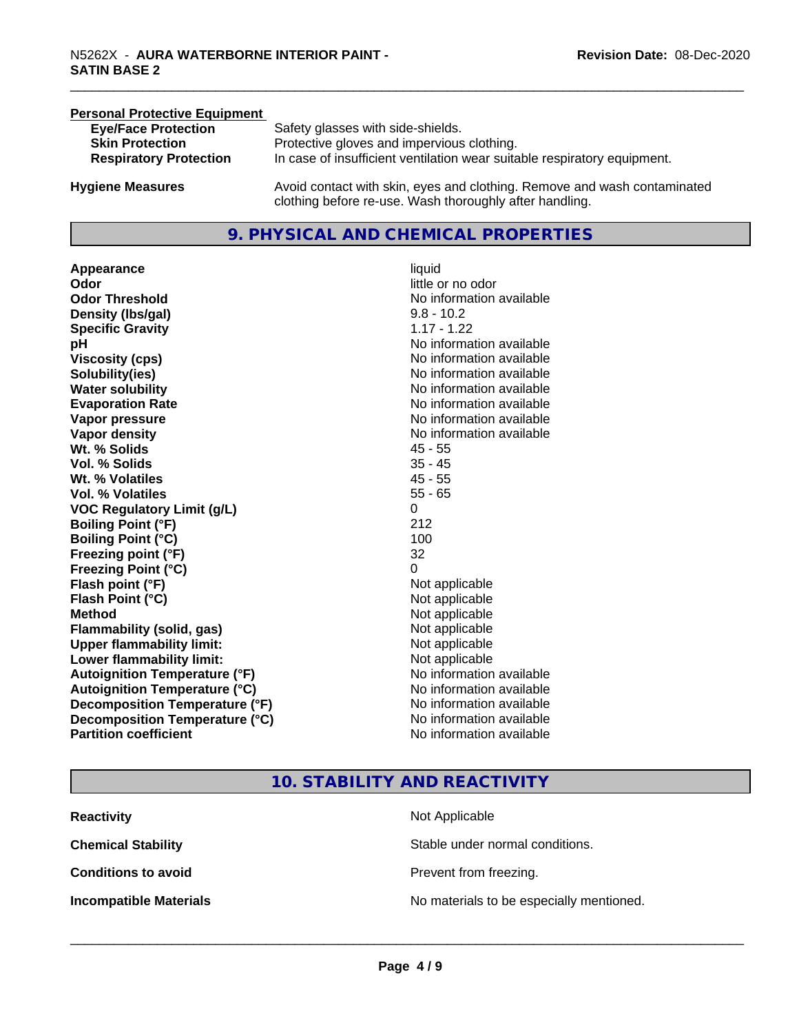**Personal Protective Equipment**

| | |
|---|---|
| **Eye/Face Protection** | Safety glasses with side-shields. |
| **Skin Protection** | Protective gloves and impervious clothing. |
| **Respiratory Protection** | In case of insufficient ventilation wear suitable respiratory equipment. |
| **Hygiene Measures** | Avoid contact with skin, eyes and clothing. Remove and wash contaminated clothing before re-use. Wash thoroughly after handling. |

## 9. PHYSICAL AND CHEMICAL PROPERTIES

| | |
|---|---|
| **Appearance** | liquid |
| **Odor** | little or no odor |
| **Odor Threshold** | No information available |
| **Density (lbs/gal)** | 9.8 - 10.2 |
| **Specific Gravity** | 1.17 - 1.22 |
| **pH** | No information available |
| **Viscosity (cps)** | No information available |
| **Solubility(ies)** | No information available |
| **Water solubility** | No information available |
| **Evaporation Rate** | No information available |
| **Vapor pressure** | No information available |
| **Vapor density** | No information available |
| **Wt. % Solids** | 45 - 55 |
| **Vol. % Solids** | 35 - 45 |
| **Wt. % Volatiles** | 45 - 55 |
| **Vol. % Volatiles** | 55 - 65 |
| **VOC Regulatory Limit (g/L)** | 0 |
| **Boiling Point (°F)** | 212 |
| **Boiling Point (°C)** | 100 |
| **Freezing point (°F)** | 32 |
| **Freezing Point (°C)** | 0 |
| **Flash point (°F)** | Not applicable |
| **Flash Point (°C)** | Not applicable |
| **Method** | Not applicable |
| **Flammability (solid, gas)** | Not applicable |
| **Upper flammability limit:** | Not applicable |
| **Lower flammability limit:** | Not applicable |
| **Autoignition Temperature (°F)** | No information available |
| **Autoignition Temperature (°C)** | No information available |
| **Decomposition Temperature (°F)** | No information available |
| **Decomposition Temperature (°C)** | No information available |
| **Partition coefficient** | No information available |

## 10. STABILITY AND REACTIVITY

| | |
|---|---|
| **Reactivity** | Not Applicable |
| **Chemical Stability** | Stable under normal conditions. |
| **Conditions to avoid** | Prevent from freezing. |
| **Incompatible Materials** | No materials to be especially mentioned. |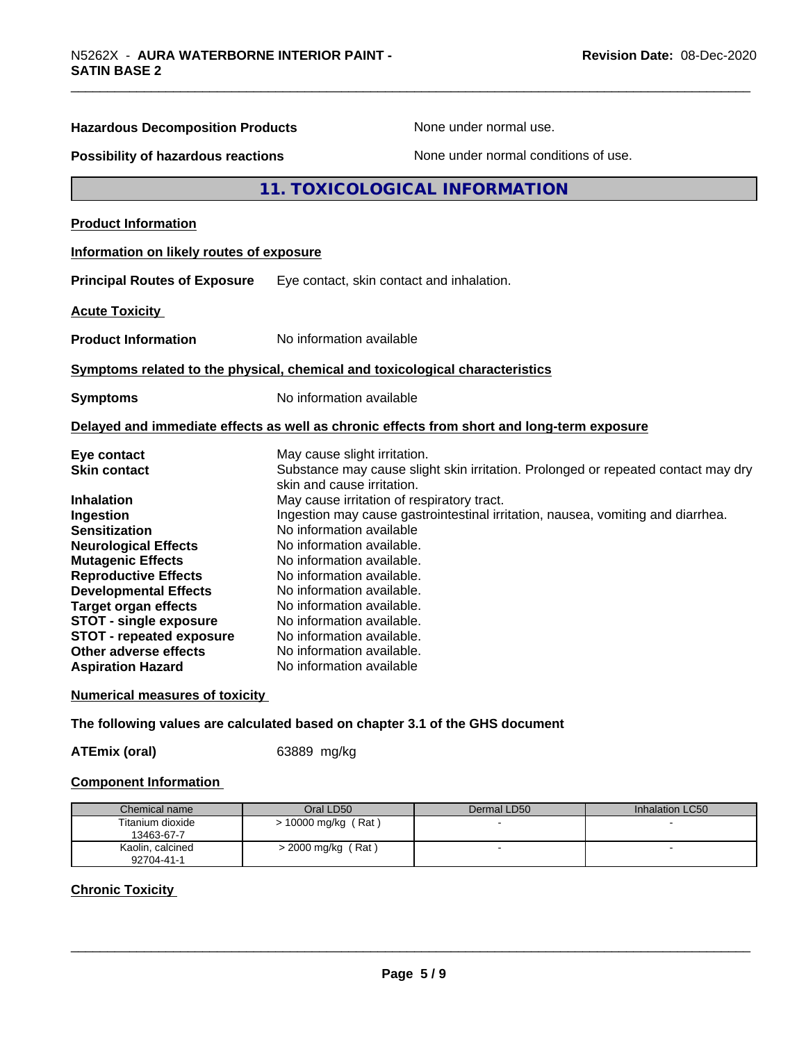**Hazardous Decomposition Products** None under normal use.

**Possibility of hazardous reactions** None under normal conditions of use.

## 11. TOXICOLOGICAL INFORMATION

**Product Information**

**Information on likely routes of exposure**

**Principal Routes of Exposure** Eye contact, skin contact and inhalation.

**Acute Toxicity**

**Product Information** No information available

**Symptoms related to the physical, chemical and toxicological characteristics**

**Symptoms** No information available

**Delayed and immediate effects as well as chronic effects from short and long-term exposure**

**Eye contact** May cause slight irritation.
**Skin contact** Substance may cause slight skin irritation. Prolonged or repeated contact may dry skin and cause irritation.
**Inhalation** May cause irritation of respiratory tract.
**Ingestion** Ingestion may cause gastrointestinal irritation, nausea, vomiting and diarrhea.
**Sensitization** No information available
**Neurological Effects** No information available.
**Mutagenic Effects** No information available.
**Reproductive Effects** No information available.
**Developmental Effects** No information available.
**Target organ effects** No information available.
**STOT - single exposure** No information available.
**STOT - repeated exposure** No information available.
**Other adverse effects** No information available.
**Aspiration Hazard** No information available

**Numerical measures of toxicity**

**The following values are calculated based on chapter 3.1 of the GHS document**

**ATEmix (oral)** 63889 mg/kg

**Component Information**

| Chemical name | Oral LD50 | Dermal LD50 | Inhalation LC50 |
| --- | --- | --- | --- |
| Titanium dioxide 13463-67-7 | > 10000 mg/kg ( Rat ) | - | - |
| Kaolin, calcined 92704-41-1 | > 2000 mg/kg ( Rat ) | - | - |

**Chronic Toxicity**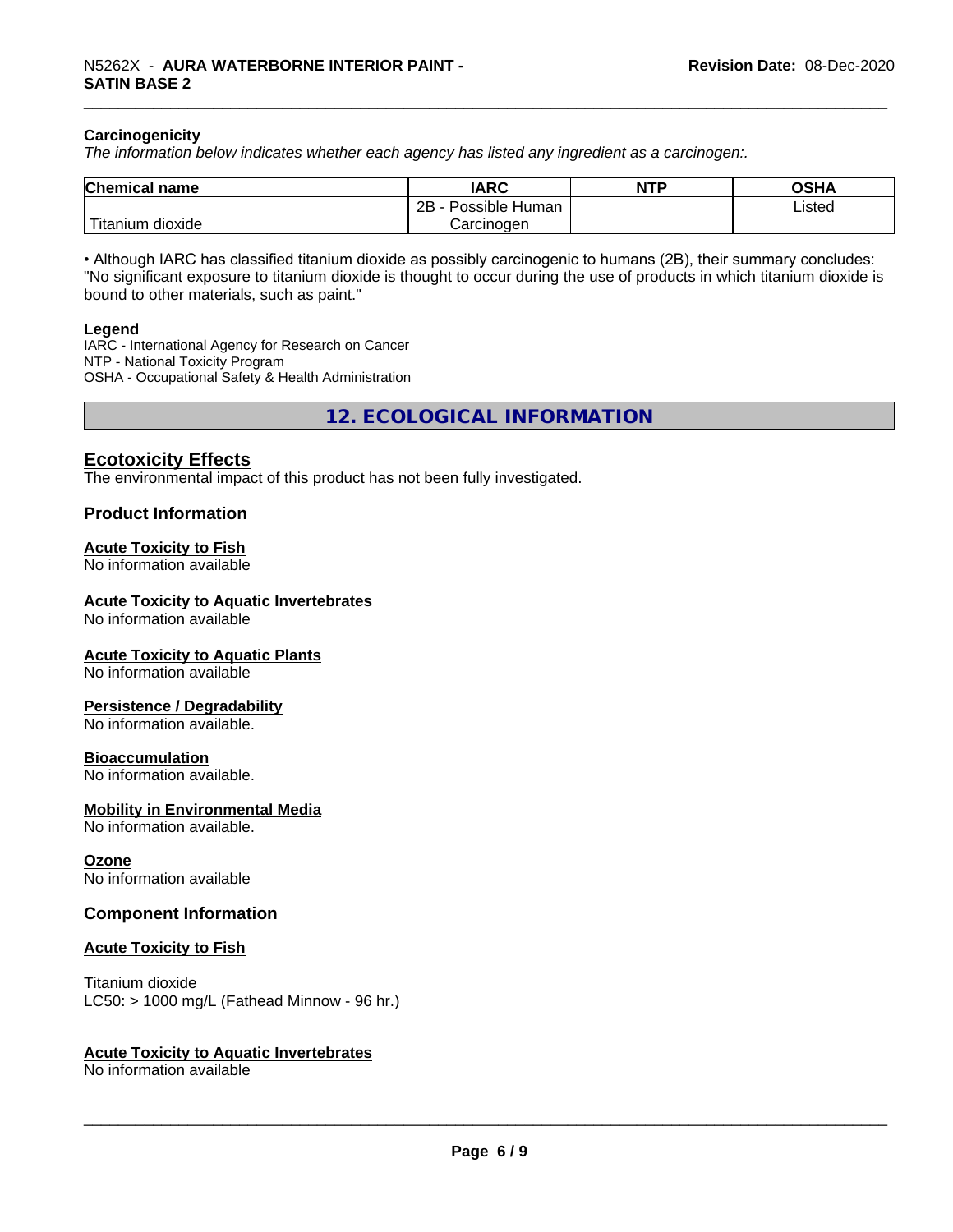**Carcinogenicity**

*The information below indicates whether each agency has listed any ingredient as a carcinogen:.*

| Chemical name | IARC | NTP | OSHA |
|---|---|---|---|
| Titanium dioxide | 2B - Possible Human Carcinogen | | Listed |

• Although IARC has classified titanium dioxide as possibly carcinogenic to humans (2B), their summary concludes: "No significant exposure to titanium dioxide is thought to occur during the use of products in which titanium dioxide is bound to other materials, such as paint."

**Legend**

IARC - International Agency for Research on Cancer
NTP - National Toxicity Program
OSHA - Occupational Safety & Health Administration

## 12. ECOLOGICAL INFORMATION

### Ecotoxicity Effects

The environmental impact of this product has not been fully investigated.

### Product Information

**Acute Toxicity to Fish**
No information available

**Acute Toxicity to Aquatic Invertebrates**
No information available

**Acute Toxicity to Aquatic Plants**
No information available

**Persistence / Degradability**
No information available.

**Bioaccumulation**
No information available.

**Mobility in Environmental Media**
No information available.

**Ozone**
No information available

### Component Information

**Acute Toxicity to Fish**

Titanium dioxide
LC50: > 1000 mg/L (Fathead Minnow - 96 hr.)

**Acute Toxicity to Aquatic Invertebrates**
No information available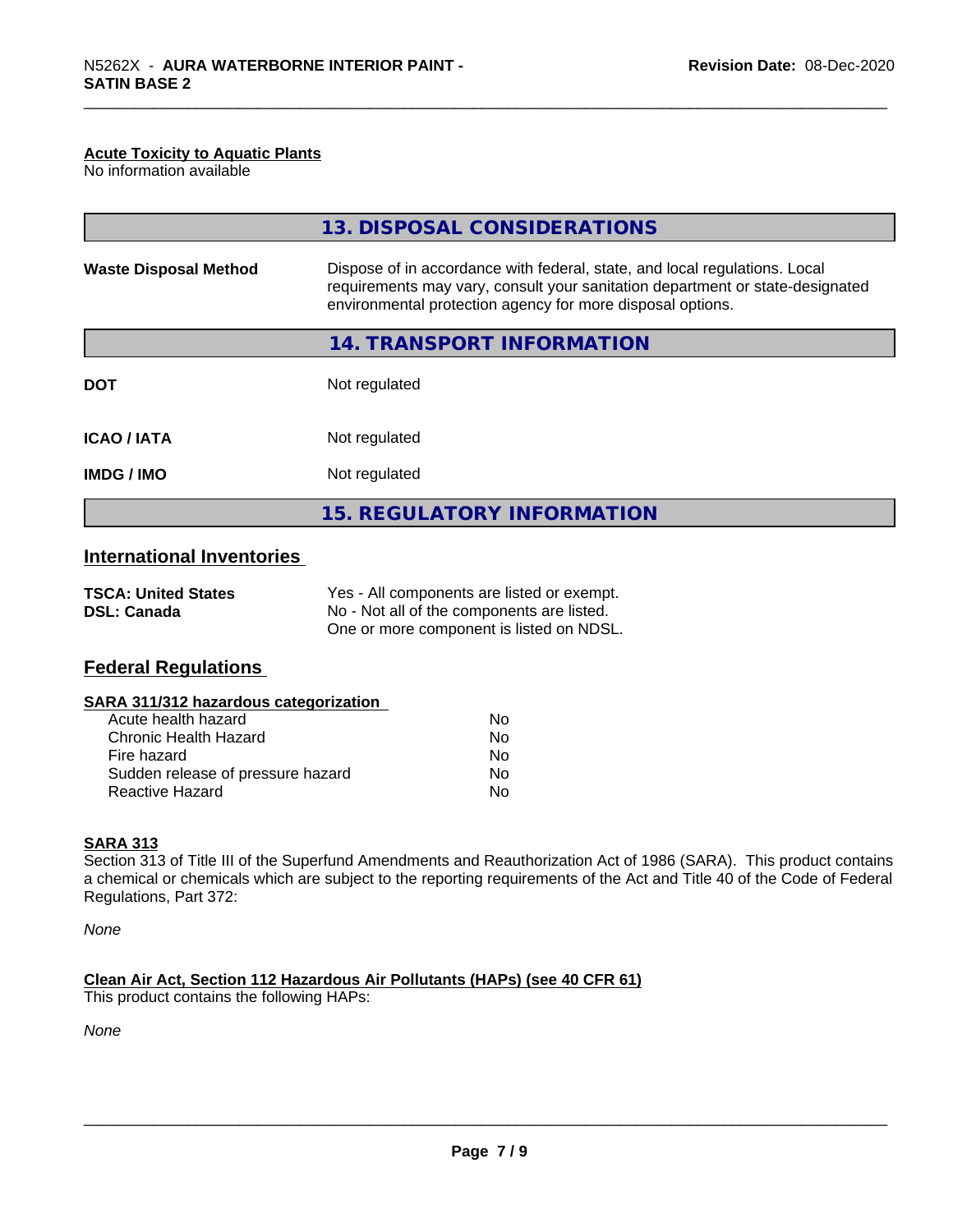#### Acute Toxicity to Aquatic Plants

No information available

## 13. DISPOSAL CONSIDERATIONS

| | |
|---|---|
| **Waste Disposal Method** | Dispose of in accordance with federal, state, and local regulations. Local requirements may vary, consult your sanitation department or state-designated environmental protection agency for more disposal options. |

## 14. TRANSPORT INFORMATION

| | |
|---|---|
| **DOT** | Not regulated |
| **ICAO / IATA** | Not regulated |
| **IMDG / IMO** | Not regulated |

## 15. REGULATORY INFORMATION

### International Inventories

| | |
|---|---|
| **TSCA: United States** | Yes - All components are listed or exempt. |
| **DSL: Canada** | No - Not all of the components are listed. One or more component is listed on NDSL. |

### Federal Regulations

#### SARA 311/312 hazardous categorization

| | |
|---|---|
| Acute health hazard | No |
| Chronic Health Hazard | No |
| Fire hazard | No |
| Sudden release of pressure hazard | No |
| Reactive Hazard | No |

#### SARA 313

Section 313 of Title III of the Superfund Amendments and Reauthorization Act of 1986 (SARA). This product contains a chemical or chemicals which are subject to the reporting requirements of the Act and Title 40 of the Code of Federal Regulations, Part 372:

*None*

#### Clean Air Act, Section 112 Hazardous Air Pollutants (HAPs) (see 40 CFR 61)

This product contains the following HAPs:

*None*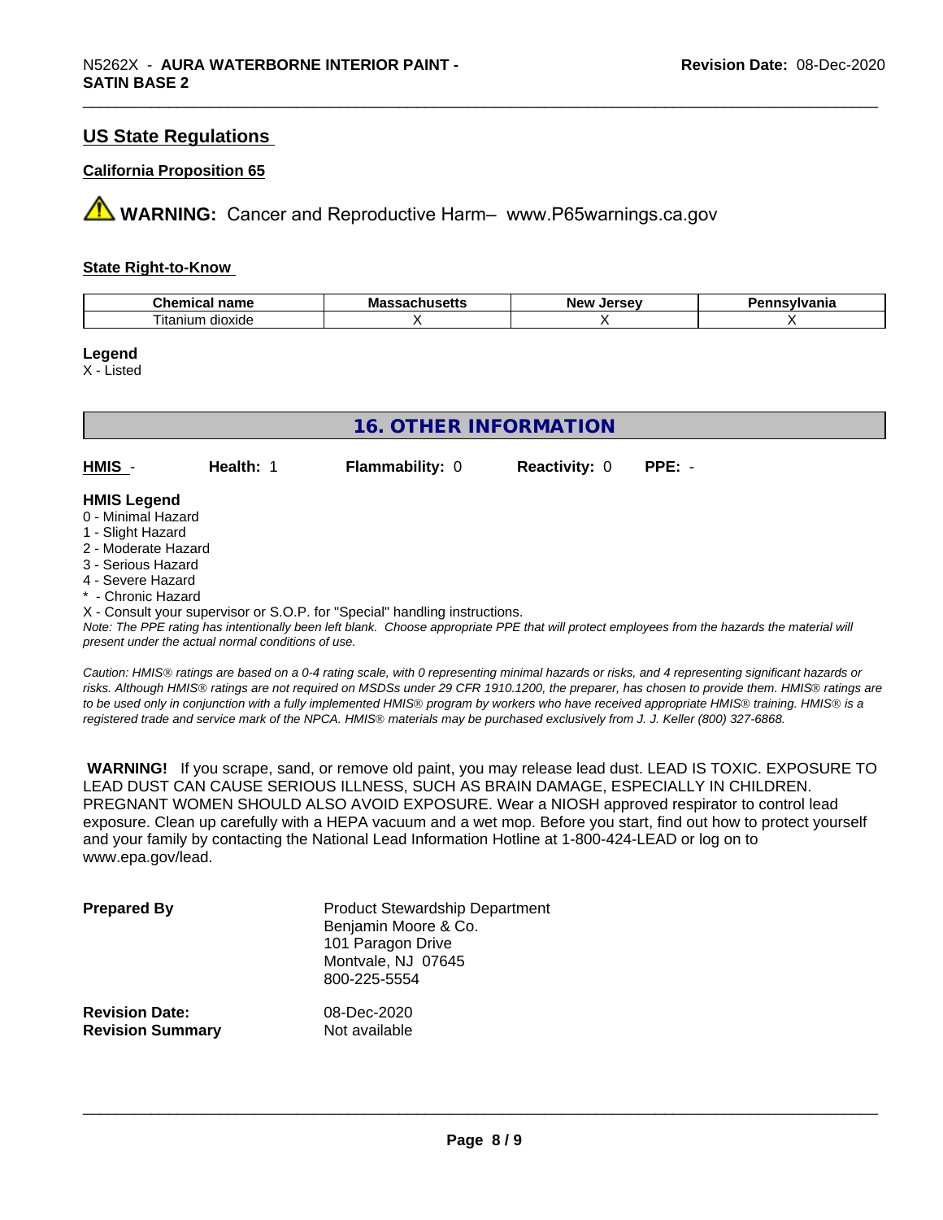## US State Regulations

### California Proposition 65

⚠ **WARNING:** Cancer and Reproductive Harm– www.P65warnings.ca.gov

### State Right-to-Know

| Chemical name | Massachusetts | New Jersey | Pennsylvania |
|---|---|---|---|
| Titanium dioxide | X | X | X |

**Legend**

X - Listed

## 16. OTHER INFORMATION

| HMIS - | Health: 1 | Flammability: 0 | Reactivity: 0 | PPE: - |
|---|---|---|---|---|

**HMIS Legend**

0 - Minimal Hazard
1 - Slight Hazard
2 - Moderate Hazard
3 - Serious Hazard
4 - Severe Hazard
* - Chronic Hazard
X - Consult your supervisor or S.O.P. for "Special" handling instructions.

*Note: The PPE rating has intentionally been left blank. Choose appropriate PPE that will protect employees from the hazards the material will present under the actual normal conditions of use.*

*Caution: HMIS® ratings are based on a 0-4 rating scale, with 0 representing minimal hazards or risks, and 4 representing significant hazards or risks. Although HMIS® ratings are not required on MSDSs under 29 CFR 1910.1200, the preparer, has chosen to provide them. HMIS® ratings are to be used only in conjunction with a fully implemented HMIS® program by workers who have received appropriate HMIS® training. HMIS® is a registered trade and service mark of the NPCA. HMIS® materials may be purchased exclusively from J. J. Keller (800) 327-6868.*

**WARNING!** If you scrape, sand, or remove old paint, you may release lead dust. LEAD IS TOXIC. EXPOSURE TO LEAD DUST CAN CAUSE SERIOUS ILLNESS, SUCH AS BRAIN DAMAGE, ESPECIALLY IN CHILDREN. PREGNANT WOMEN SHOULD ALSO AVOID EXPOSURE. Wear a NIOSH approved respirator to control lead exposure. Clean up carefully with a HEPA vacuum and a wet mop. Before you start, find out how to protect yourself and your family by contacting the National Lead Information Hotline at 1-800-424-LEAD or log on to www.epa.gov/lead.

**Prepared By**
Product Stewardship Department
Benjamin Moore & Co.
101 Paragon Drive
Montvale, NJ 07645
800-225-5554

**Revision Date:** 08-Dec-2020
**Revision Summary** Not available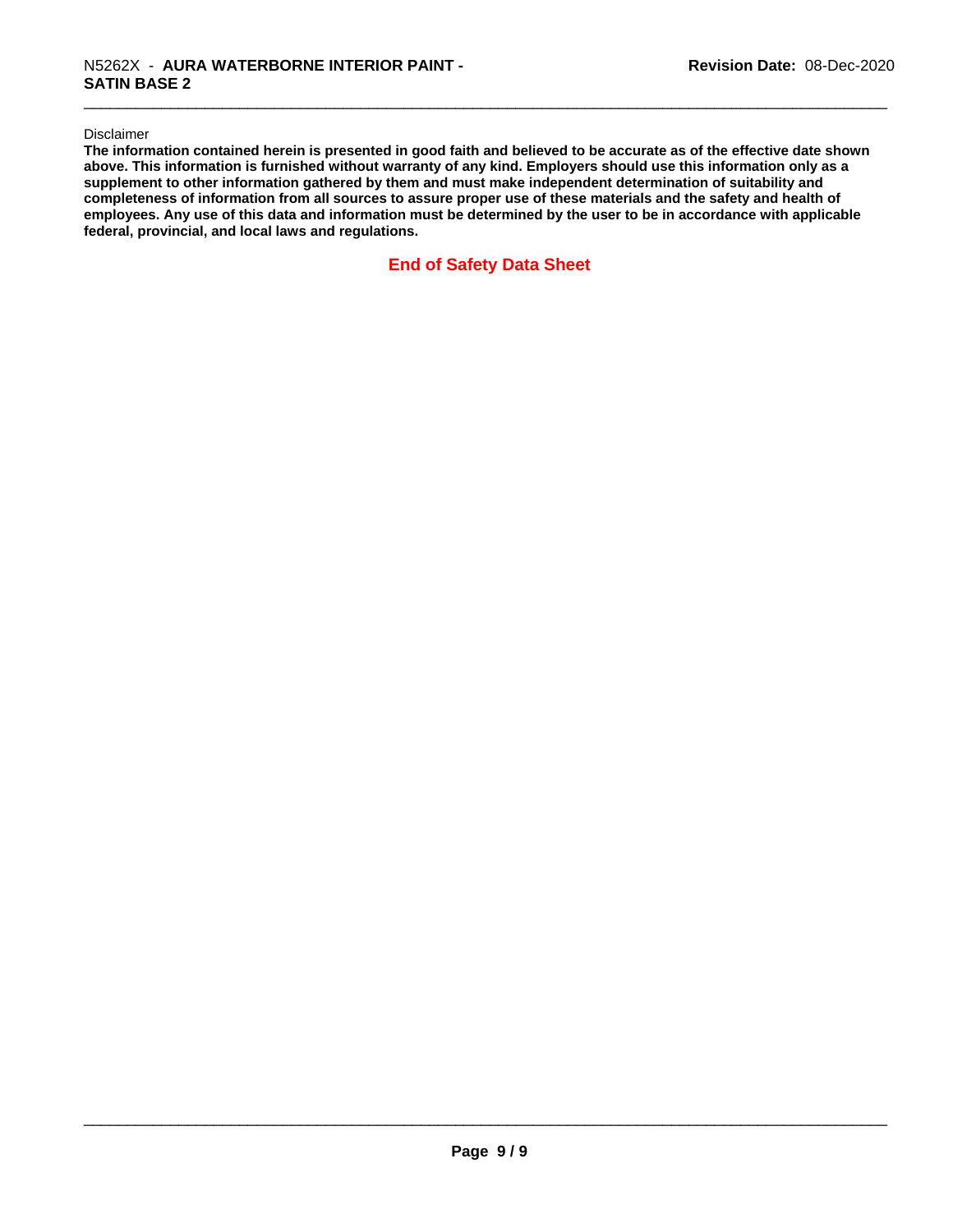Disclaimer

**The information contained herein is presented in good faith and believed to be accurate as of the effective date shown above. This information is furnished without warranty of any kind. Employers should use this information only as a supplement to other information gathered by them and must make independent determination of suitability and completeness of information from all sources to assure proper use of these materials and the safety and health of employees. Any use of this data and information must be determined by the user to be in accordance with applicable federal, provincial, and local laws and regulations.**

**End of Safety Data Sheet**